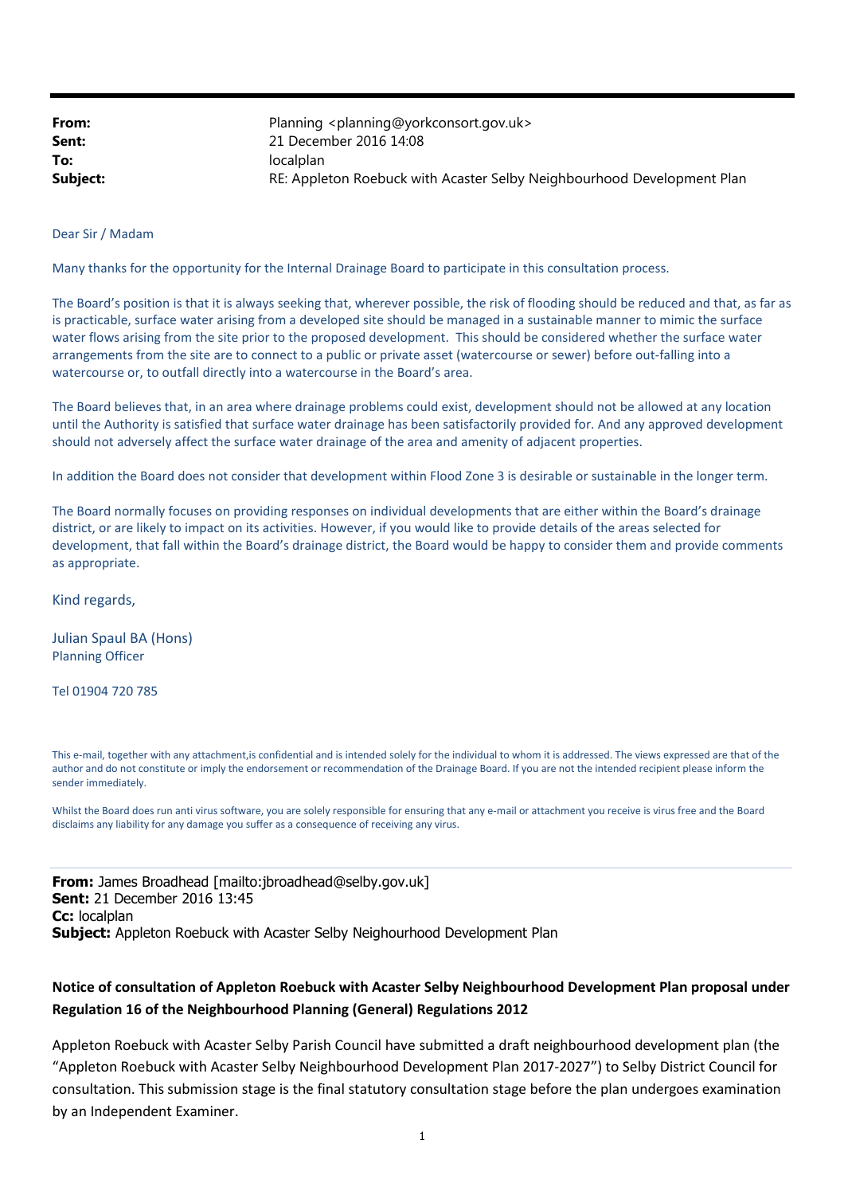| | |
|---|---|
| **From:** | Planning <planning@yorkconsort.gov.uk> |
| **Sent:** | 21 December 2016 14:08 |
| **To:** | localplan |
| **Subject:** | RE: Appleton Roebuck with Acaster Selby Neighbourhood Development Plan |

Dear Sir / Madam

Many thanks for the opportunity for the Internal Drainage Board to participate in this consultation process.

The Board's position is that it is always seeking that, wherever possible, the risk of flooding should be reduced and that, as far as is practicable, surface water arising from a developed site should be managed in a sustainable manner to mimic the surface water flows arising from the site prior to the proposed development. This should be considered whether the surface water arrangements from the site are to connect to a public or private asset (watercourse or sewer) before out-falling into a watercourse or, to outfall directly into a watercourse in the Board's area.

The Board believes that, in an area where drainage problems could exist, development should not be allowed at any location until the Authority is satisfied that surface water drainage has been satisfactorily provided for. And any approved development should not adversely affect the surface water drainage of the area and amenity of adjacent properties.

In addition the Board does not consider that development within Flood Zone 3 is desirable or sustainable in the longer term.

The Board normally focuses on providing responses on individual developments that are either within the Board's drainage district, or are likely to impact on its activities. However, if you would like to provide details of the areas selected for development, that fall within the Board's drainage district, the Board would be happy to consider them and provide comments as appropriate.

Kind regards,

Julian Spaul BA (Hons)
Planning Officer

Tel 01904 720 785

This e-mail, together with any attachment,is confidential and is intended solely for the individual to whom it is addressed. The views expressed are that of the author and do not constitute or imply the endorsement or recommendation of the Drainage Board. If you are not the intended recipient please inform the sender immediately.

Whilst the Board does run anti virus software, you are solely responsible for ensuring that any e-mail or attachment you receive is virus free and the Board disclaims any liability for any damage you suffer as a consequence of receiving any virus.

---

**From:** James Broadhead [mailto:jbroadhead@selby.gov.uk]
**Sent:** 21 December 2016 13:45
**Cc:** localplan
**Subject:** Appleton Roebuck with Acaster Selby Neighourhood Development Plan

**Notice of consultation of Appleton Roebuck with Acaster Selby Neighbourhood Development Plan proposal under Regulation 16 of the Neighbourhood Planning (General) Regulations 2012**

Appleton Roebuck with Acaster Selby Parish Council have submitted a draft neighbourhood development plan (the "Appleton Roebuck with Acaster Selby Neighbourhood Development Plan 2017-2027") to Selby District Council for consultation. This submission stage is the final statutory consultation stage before the plan undergoes examination by an Independent Examiner.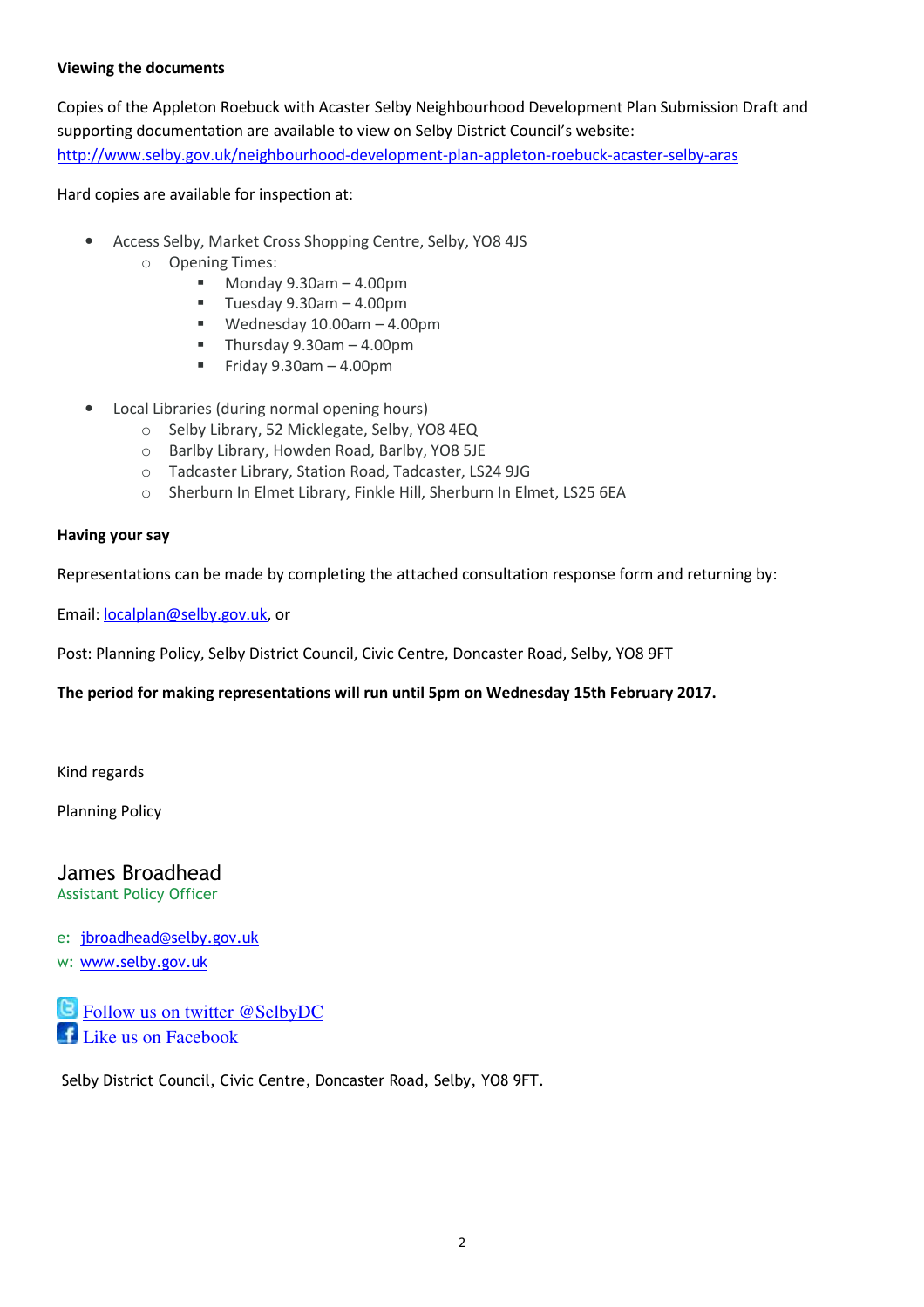**Viewing the documents**

Copies of the Appleton Roebuck with Acaster Selby Neighbourhood Development Plan Submission Draft and supporting documentation are available to view on Selby District Council's website: [http://www.selby.gov.uk/neighbourhood-development-plan-appleton-roebuck-acaster-selby-aras](http://www.selby.gov.uk/neighbourhood-development-plan-appleton-roebuck-acaster-selby-aras)

Hard copies are available for inspection at:

- Access Selby, Market Cross Shopping Centre, Selby, YO8 4JS
  - Opening Times:
    - Monday 9.30am – 4.00pm
    - Tuesday 9.30am – 4.00pm
    - Wednesday 10.00am – 4.00pm
    - Thursday 9.30am – 4.00pm
    - Friday 9.30am – 4.00pm

- Local Libraries (during normal opening hours)
  - Selby Library, 52 Micklegate, Selby, YO8 4EQ
  - Barlby Library, Howden Road, Barlby, YO8 5JE
  - Tadcaster Library, Station Road, Tadcaster, LS24 9JG
  - Sherburn In Elmet Library, Finkle Hill, Sherburn In Elmet, LS25 6EA

**Having your say**

Representations can be made by completing the attached consultation response form and returning by:

Email: [localplan@selby.gov.uk](mailto:localplan@selby.gov.uk), or

Post: Planning Policy, Selby District Council, Civic Centre, Doncaster Road, Selby, YO8 9FT

**The period for making representations will run until 5pm on Wednesday 15th February 2017.**

Kind regards

Planning Policy

James Broadhead
Assistant Policy Officer

e: [jbroadhead@selby.gov.uk](mailto:jbroadhead@selby.gov.uk)
w: [www.selby.gov.uk](http://www.selby.gov.uk)

Follow us on twitter @SelbyDC
Like us on Facebook

Selby District Council, Civic Centre, Doncaster Road, Selby, YO8 9FT.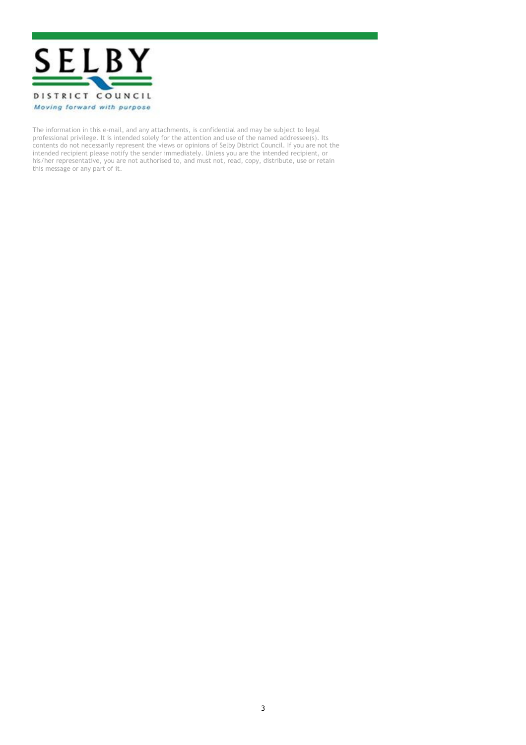SELBY

DISTRICT COUNCIL

*Moving forward with purpose*

The information in this e-mail, and any attachments, is confidential and may be subject to legal professional privilege. It is intended solely for the attention and use of the named addressee(s). Its contents do not necessarily represent the views or opinions of Selby District Council. If you are not the intended recipient please notify the sender immediately. Unless you are the intended recipient, or his/her representative, you are not authorised to, and must not, read, copy, distribute, use or retain this message or any part of it.